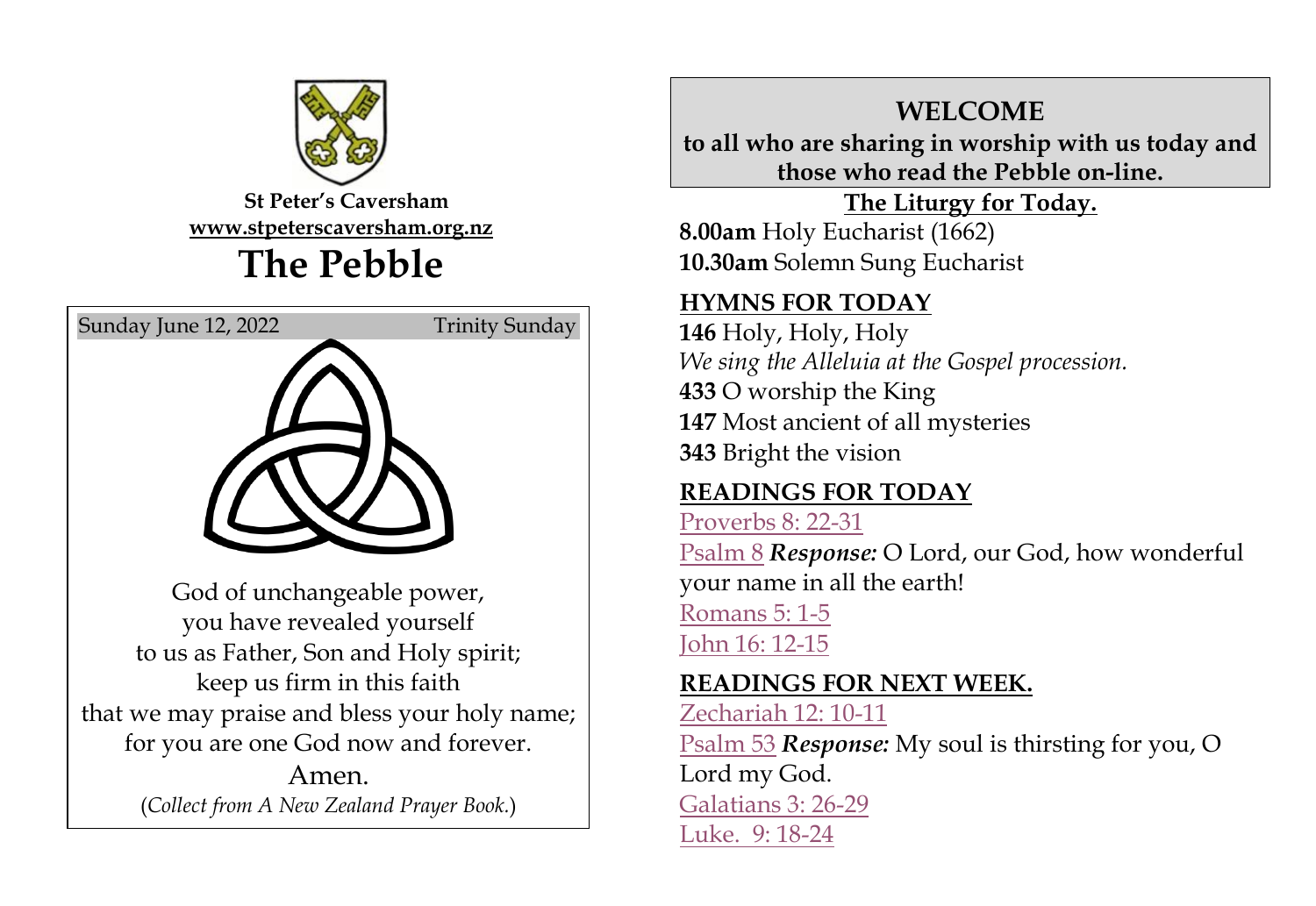**St Peter's Caversham**

**www.stpeterscaversham.org.nz**

# The Pebble

Sunday June 12, 2022 Trinity Sunday

God of unchangeable power,
you have revealed yourself
to us as Father, Son and Holy spirit;
keep us firm in this faith
that we may praise and bless your holy name;
for you are one God now and forever.
Amen.
(*Collect from A New Zealand Prayer Book.*)

## WELCOME

**to all who are sharing in worship with us today and those who read the Pebble on-line.**

**The Liturgy for Today.**

**8.00am** Holy Eucharist (1662)
**10.30am** Solemn Sung Eucharist

## HYMNS FOR TODAY

**146** Holy, Holy, Holy
*We sing the Alleluia at the Gospel procession.*
**433** O worship the King
**147** Most ancient of all mysteries
**343** Bright the vision

## READINGS FOR TODAY

Proverbs 8: 22-31
Psalm 8 ***Response:*** O Lord, our God, how wonderful your name in all the earth!
Romans 5: 1-5
John 16: 12-15

## READINGS FOR NEXT WEEK.

Zechariah 12: 10-11
Psalm 53 ***Response:*** My soul is thirsting for you, O Lord my God.
Galatians 3: 26-29
Luke. 9: 18-24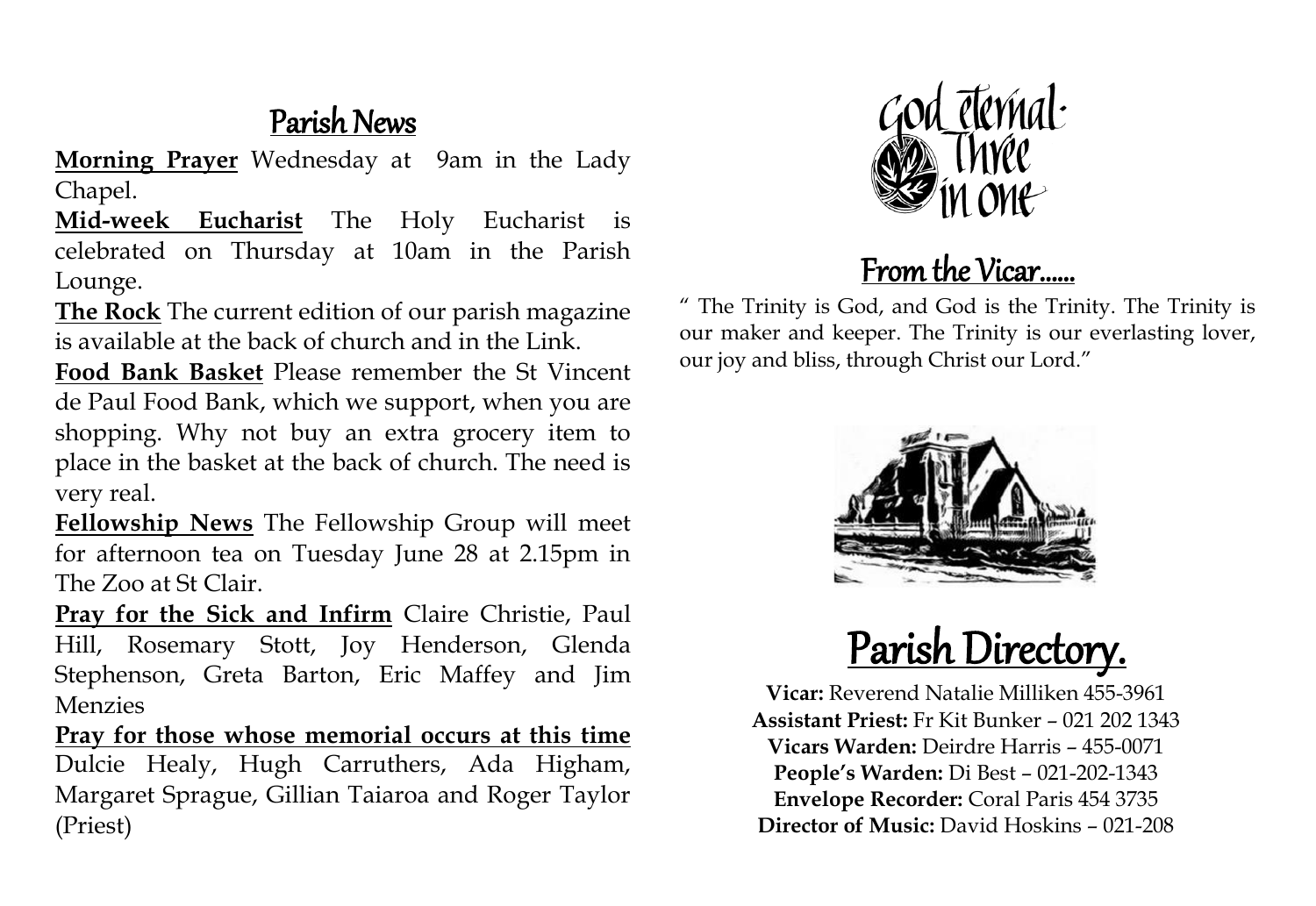## Parish News

**Morning Prayer** Wednesday at 9am in the Lady Chapel.

**Mid-week Eucharist** The Holy Eucharist is celebrated on Thursday at 10am in the Parish Lounge.

**The Rock** The current edition of our parish magazine is available at the back of church and in the Link.

**Food Bank Basket** Please remember the St Vincent de Paul Food Bank, which we support, when you are shopping. Why not buy an extra grocery item to place in the basket at the back of church. The need is very real.

**Fellowship News** The Fellowship Group will meet for afternoon tea on Tuesday June 28 at 2.15pm in The Zoo at St Clair.

**Pray for the Sick and Infirm** Claire Christie, Paul Hill, Rosemary Stott, Joy Henderson, Glenda Stephenson, Greta Barton, Eric Maffey and Jim Menzies

**Pray for those whose memorial occurs at this time** Dulcie Healy, Hugh Carruthers, Ada Higham, Margaret Sprague, Gillian Taiaroa and Roger Taylor (Priest)

God eternal· Three in one

## From the Vicar......

" The Trinity is God, and God is the Trinity. The Trinity is our maker and keeper. The Trinity is our everlasting lover, our joy and bliss, through Christ our Lord."

# Parish Directory.

**Vicar:** Reverend Natalie Milliken 455-3961
**Assistant Priest:** Fr Kit Bunker – 021 202 1343
**Vicars Warden:** Deirdre Harris – 455-0071
**People's Warden:** Di Best – 021-202-1343
**Envelope Recorder:** Coral Paris 454 3735
**Director of Music:** David Hoskins – 021-208